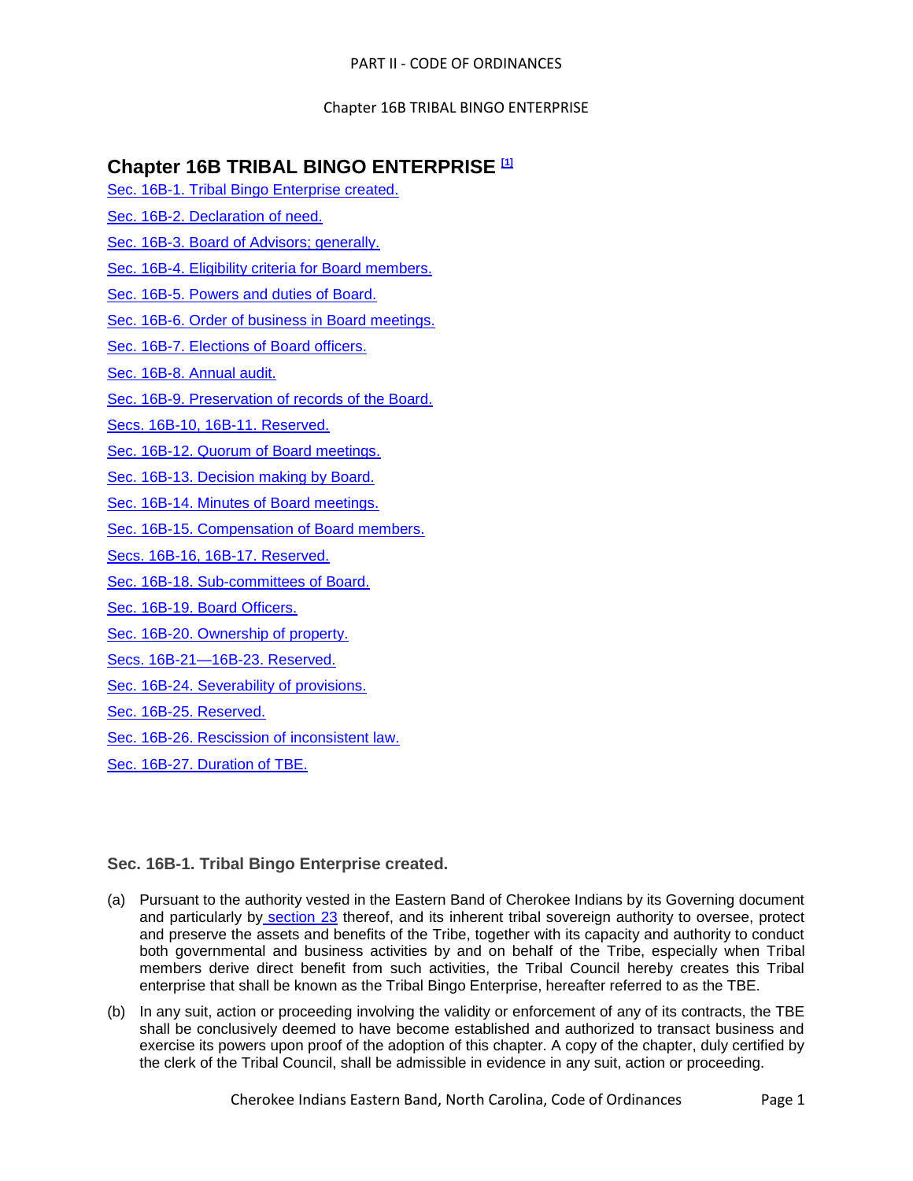# Chapter 16B TRIBAL BINGO ENTERPRISE [1]

Sec. 16B-1. Tribal Bingo Enterprise created.

Sec. 16B-2. Declaration of need.

Sec. 16B-3. Board of Advisors; generally.

Sec. 16B-4. Eligibility criteria for Board members.

Sec. 16B-5. Powers and duties of Board.

Sec. 16B-6. Order of business in Board meetings.

Sec. 16B-7. Elections of Board officers.

Sec. 16B-8. Annual audit.

Sec. 16B-9. Preservation of records of the Board.

Secs. 16B-10, 16B-11. Reserved.

Sec. 16B-12. Quorum of Board meetings.

Sec. 16B-13. Decision making by Board.

Sec. 16B-14. Minutes of Board meetings.

Sec. 16B-15. Compensation of Board members.

Secs. 16B-16, 16B-17. Reserved.

Sec. 16B-18. Sub-committees of Board.

Sec. 16B-19. Board Officers.

Sec. 16B-20. Ownership of property.

Secs. 16B-21—16B-23. Reserved.

Sec. 16B-24. Severability of provisions.

Sec. 16B-25. Reserved.

Sec. 16B-26. Rescission of inconsistent law.

Sec. 16B-27. Duration of TBE.

### Sec. 16B-1. Tribal Bingo Enterprise created.

(a) Pursuant to the authority vested in the Eastern Band of Cherokee Indians by its Governing document and particularly by section 23 thereof, and its inherent tribal sovereign authority to oversee, protect and preserve the assets and benefits of the Tribe, together with its capacity and authority to conduct both governmental and business activities by and on behalf of the Tribe, especially when Tribal members derive direct benefit from such activities, the Tribal Council hereby creates this Tribal enterprise that shall be known as the Tribal Bingo Enterprise, hereafter referred to as the TBE.

(b) In any suit, action or proceeding involving the validity or enforcement of any of its contracts, the TBE shall be conclusively deemed to have become established and authorized to transact business and exercise its powers upon proof of the adoption of this chapter. A copy of the chapter, duly certified by the clerk of the Tribal Council, shall be admissible in evidence in any suit, action or proceeding.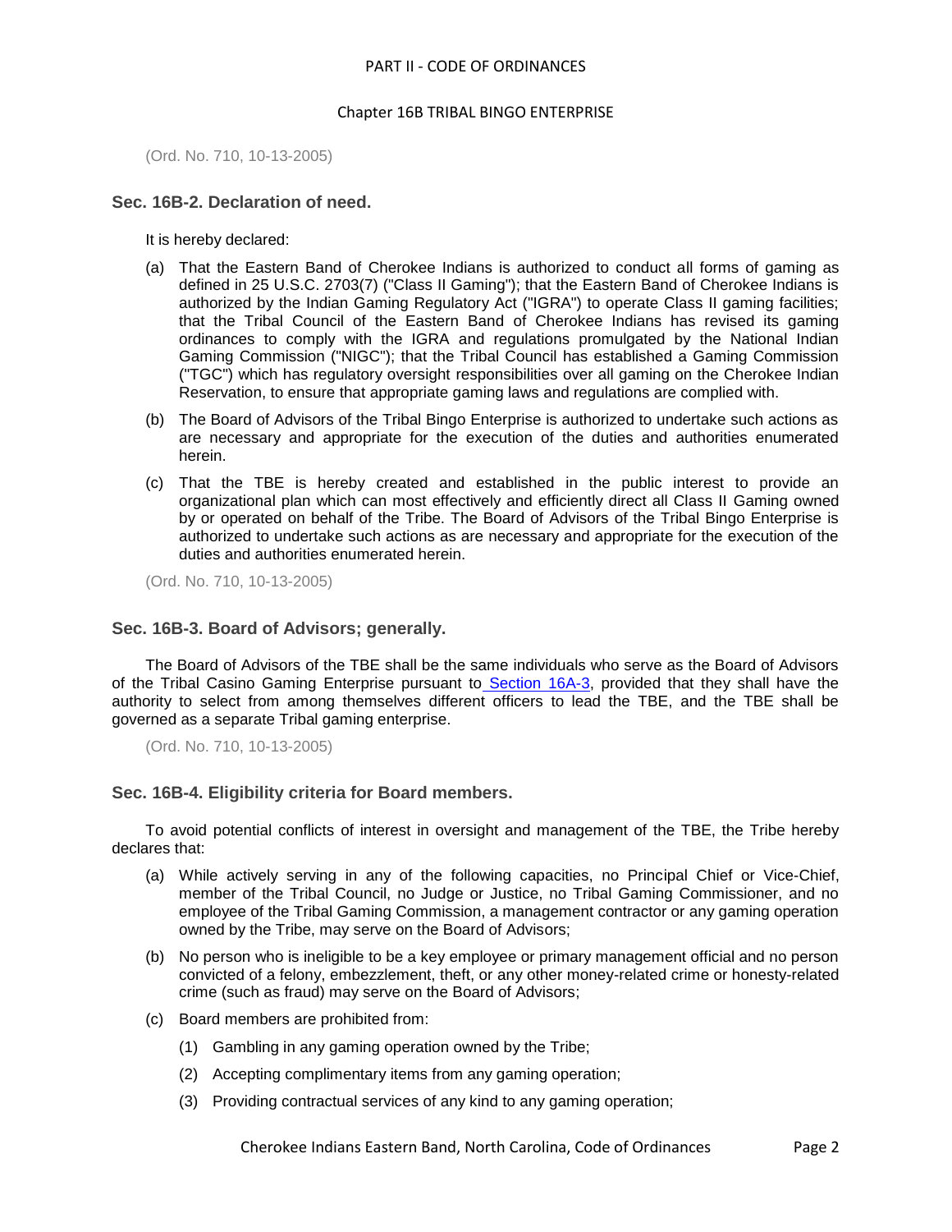(Ord. No. 710, 10-13-2005)

### Sec. 16B-2. Declaration of need.

It is hereby declared:

(a) That the Eastern Band of Cherokee Indians is authorized to conduct all forms of gaming as defined in 25 U.S.C. 2703(7) ("Class II Gaming"); that the Eastern Band of Cherokee Indians is authorized by the Indian Gaming Regulatory Act ("IGRA") to operate Class II gaming facilities; that the Tribal Council of the Eastern Band of Cherokee Indians has revised its gaming ordinances to comply with the IGRA and regulations promulgated by the National Indian Gaming Commission ("NIGC"); that the Tribal Council has established a Gaming Commission ("TGC") which has regulatory oversight responsibilities over all gaming on the Cherokee Indian Reservation, to ensure that appropriate gaming laws and regulations are complied with.

(b) The Board of Advisors of the Tribal Bingo Enterprise is authorized to undertake such actions as are necessary and appropriate for the execution of the duties and authorities enumerated herein.

(c) That the TBE is hereby created and established in the public interest to provide an organizational plan which can most effectively and efficiently direct all Class II Gaming owned by or operated on behalf of the Tribe. The Board of Advisors of the Tribal Bingo Enterprise is authorized to undertake such actions as are necessary and appropriate for the execution of the duties and authorities enumerated herein.

(Ord. No. 710, 10-13-2005)

### Sec. 16B-3. Board of Advisors; generally.

The Board of Advisors of the TBE shall be the same individuals who serve as the Board of Advisors of the Tribal Casino Gaming Enterprise pursuant to Section 16A-3, provided that they shall have the authority to select from among themselves different officers to lead the TBE, and the TBE shall be governed as a separate Tribal gaming enterprise.

(Ord. No. 710, 10-13-2005)

### Sec. 16B-4. Eligibility criteria for Board members.

To avoid potential conflicts of interest in oversight and management of the TBE, the Tribe hereby declares that:

(a) While actively serving in any of the following capacities, no Principal Chief or Vice-Chief, member of the Tribal Council, no Judge or Justice, no Tribal Gaming Commissioner, and no employee of the Tribal Gaming Commission, a management contractor or any gaming operation owned by the Tribe, may serve on the Board of Advisors;

(b) No person who is ineligible to be a key employee or primary management official and no person convicted of a felony, embezzlement, theft, or any other money-related crime or honesty-related crime (such as fraud) may serve on the Board of Advisors;

(c) Board members are prohibited from:

(1) Gambling in any gaming operation owned by the Tribe;

(2) Accepting complimentary items from any gaming operation;

(3) Providing contractual services of any kind to any gaming operation;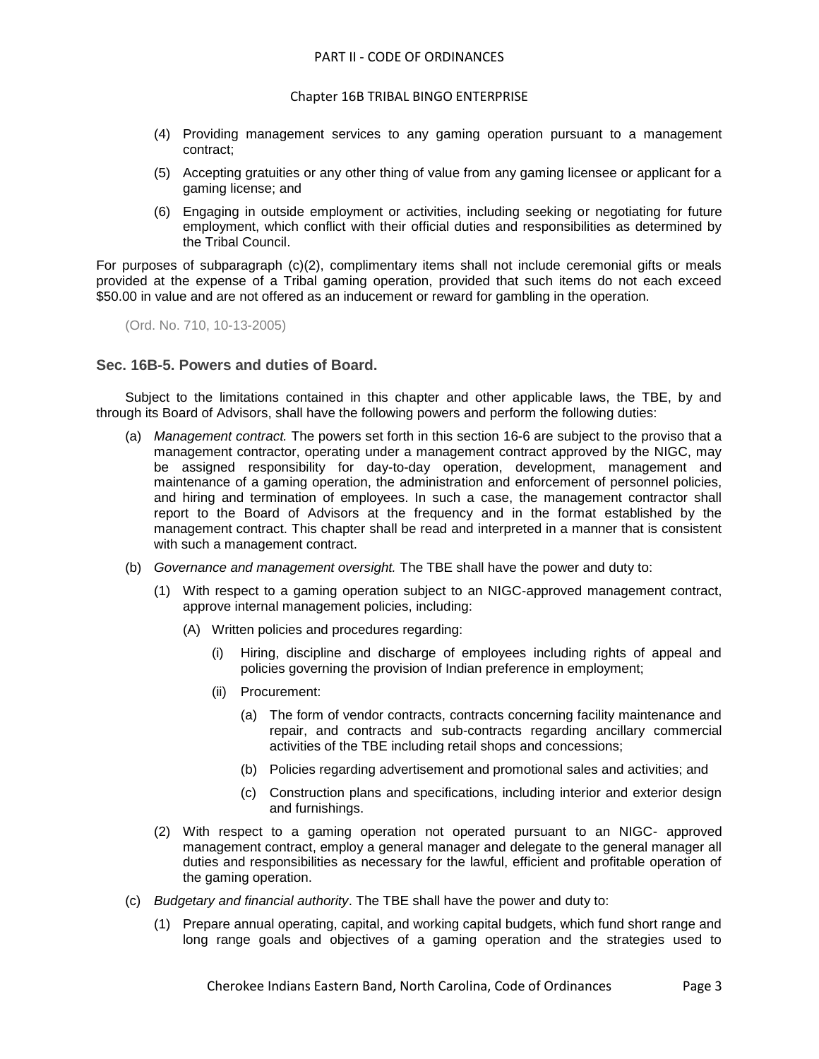(4) Providing management services to any gaming operation pursuant to a management contract;

(5) Accepting gratuities or any other thing of value from any gaming licensee or applicant for a gaming license; and

(6) Engaging in outside employment or activities, including seeking or negotiating for future employment, which conflict with their official duties and responsibilities as determined by the Tribal Council.

For purposes of subparagraph (c)(2), complimentary items shall not include ceremonial gifts or meals provided at the expense of a Tribal gaming operation, provided that such items do not each exceed $50.00 in value and are not offered as an inducement or reward for gambling in the operation.

(Ord. No. 710, 10-13-2005)

### Sec. 16B-5. Powers and duties of Board.

Subject to the limitations contained in this chapter and other applicable laws, the TBE, by and through its Board of Advisors, shall have the following powers and perform the following duties:

(a) *Management contract.* The powers set forth in this section 16-6 are subject to the proviso that a management contractor, operating under a management contract approved by the NIGC, may be assigned responsibility for day-to-day operation, development, management and maintenance of a gaming operation, the administration and enforcement of personnel policies, and hiring and termination of employees. In such a case, the management contractor shall report to the Board of Advisors at the frequency and in the format established by the management contract. This chapter shall be read and interpreted in a manner that is consistent with such a management contract.

(b) *Governance and management oversight.* The TBE shall have the power and duty to:

   (1) With respect to a gaming operation subject to an NIGC-approved management contract, approve internal management policies, including:

      (A) Written policies and procedures regarding:

         (i) Hiring, discipline and discharge of employees including rights of appeal and policies governing the provision of Indian preference in employment;

         (ii) Procurement:

            (a) The form of vendor contracts, contracts concerning facility maintenance and repair, and contracts and sub-contracts regarding ancillary commercial activities of the TBE including retail shops and concessions;

            (b) Policies regarding advertisement and promotional sales and activities; and

            (c) Construction plans and specifications, including interior and exterior design and furnishings.

   (2) With respect to a gaming operation not operated pursuant to an NIGC- approved management contract, employ a general manager and delegate to the general manager all duties and responsibilities as necessary for the lawful, efficient and profitable operation of the gaming operation.

(c) *Budgetary and financial authority*. The TBE shall have the power and duty to:

   (1) Prepare annual operating, capital, and working capital budgets, which fund short range and long range goals and objectives of a gaming operation and the strategies used to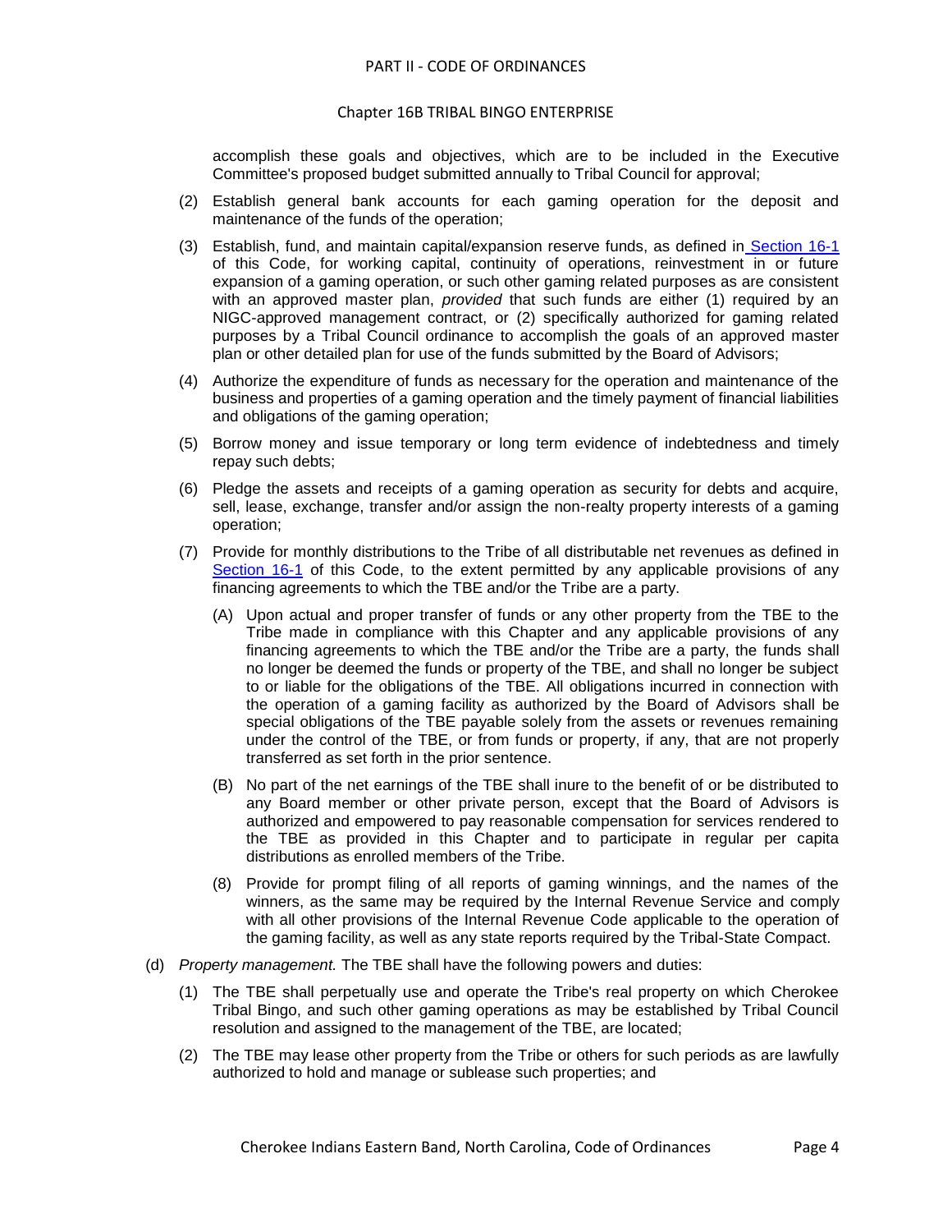accomplish these goals and objectives, which are to be included in the Executive Committee's proposed budget submitted annually to Tribal Council for approval;

(2) Establish general bank accounts for each gaming operation for the deposit and maintenance of the funds of the operation;

(3) Establish, fund, and maintain capital/expansion reserve funds, as defined in Section 16-1 of this Code, for working capital, continuity of operations, reinvestment in or future expansion of a gaming operation, or such other gaming related purposes as are consistent with an approved master plan, *provided* that such funds are either (1) required by an NIGC-approved management contract, or (2) specifically authorized for gaming related purposes by a Tribal Council ordinance to accomplish the goals of an approved master plan or other detailed plan for use of the funds submitted by the Board of Advisors;

(4) Authorize the expenditure of funds as necessary for the operation and maintenance of the business and properties of a gaming operation and the timely payment of financial liabilities and obligations of the gaming operation;

(5) Borrow money and issue temporary or long term evidence of indebtedness and timely repay such debts;

(6) Pledge the assets and receipts of a gaming operation as security for debts and acquire, sell, lease, exchange, transfer and/or assign the non-realty property interests of a gaming operation;

(7) Provide for monthly distributions to the Tribe of all distributable net revenues as defined in Section 16-1 of this Code, to the extent permitted by any applicable provisions of any financing agreements to which the TBE and/or the Tribe are a party.

(A) Upon actual and proper transfer of funds or any other property from the TBE to the Tribe made in compliance with this Chapter and any applicable provisions of any financing agreements to which the TBE and/or the Tribe are a party, the funds shall no longer be deemed the funds or property of the TBE, and shall no longer be subject to or liable for the obligations of the TBE. All obligations incurred in connection with the operation of a gaming facility as authorized by the Board of Advisors shall be special obligations of the TBE payable solely from the assets or revenues remaining under the control of the TBE, or from funds or property, if any, that are not properly transferred as set forth in the prior sentence.

(B) No part of the net earnings of the TBE shall inure to the benefit of or be distributed to any Board member or other private person, except that the Board of Advisors is authorized and empowered to pay reasonable compensation for services rendered to the TBE as provided in this Chapter and to participate in regular per capita distributions as enrolled members of the Tribe.

(8) Provide for prompt filing of all reports of gaming winnings, and the names of the winners, as the same may be required by the Internal Revenue Service and comply with all other provisions of the Internal Revenue Code applicable to the operation of the gaming facility, as well as any state reports required by the Tribal-State Compact.

(d) *Property management.* The TBE shall have the following powers and duties:

(1) The TBE shall perpetually use and operate the Tribe's real property on which Cherokee Tribal Bingo, and such other gaming operations as may be established by Tribal Council resolution and assigned to the management of the TBE, are located;

(2) The TBE may lease other property from the Tribe or others for such periods as are lawfully authorized to hold and manage or sublease such properties; and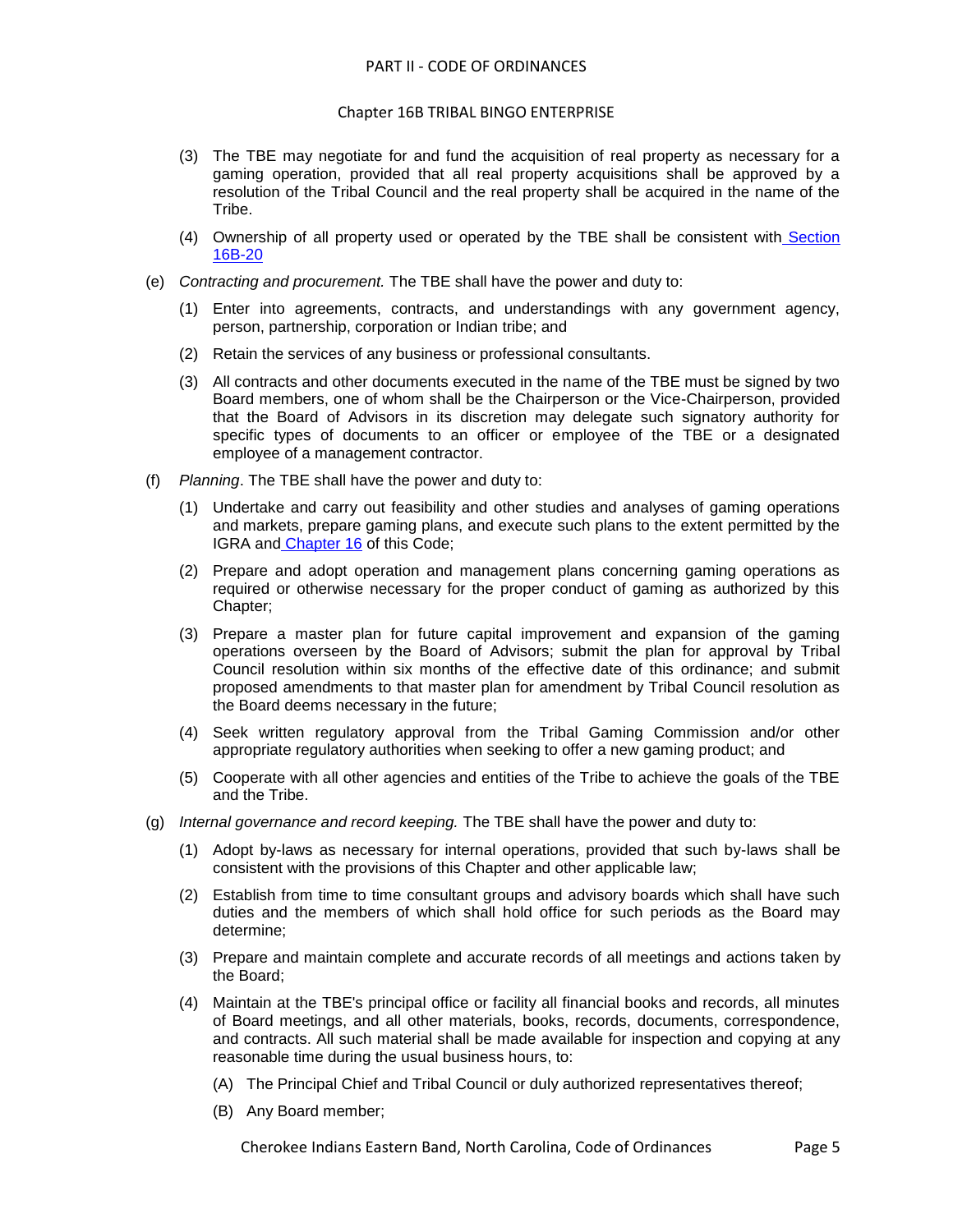(3) The TBE may negotiate for and fund the acquisition of real property as necessary for a gaming operation, provided that all real property acquisitions shall be approved by a resolution of the Tribal Council and the real property shall be acquired in the name of the Tribe.

(4) Ownership of all property used or operated by the TBE shall be consistent with Section 16B-20

(e) *Contracting and procurement.* The TBE shall have the power and duty to:

(1) Enter into agreements, contracts, and understandings with any government agency, person, partnership, corporation or Indian tribe; and

(2) Retain the services of any business or professional consultants.

(3) All contracts and other documents executed in the name of the TBE must be signed by two Board members, one of whom shall be the Chairperson or the Vice-Chairperson, provided that the Board of Advisors in its discretion may delegate such signatory authority for specific types of documents to an officer or employee of the TBE or a designated employee of a management contractor.

(f) *Planning*. The TBE shall have the power and duty to:

(1) Undertake and carry out feasibility and other studies and analyses of gaming operations and markets, prepare gaming plans, and execute such plans to the extent permitted by the IGRA and Chapter 16 of this Code;

(2) Prepare and adopt operation and management plans concerning gaming operations as required or otherwise necessary for the proper conduct of gaming as authorized by this Chapter;

(3) Prepare a master plan for future capital improvement and expansion of the gaming operations overseen by the Board of Advisors; submit the plan for approval by Tribal Council resolution within six months of the effective date of this ordinance; and submit proposed amendments to that master plan for amendment by Tribal Council resolution as the Board deems necessary in the future;

(4) Seek written regulatory approval from the Tribal Gaming Commission and/or other appropriate regulatory authorities when seeking to offer a new gaming product; and

(5) Cooperate with all other agencies and entities of the Tribe to achieve the goals of the TBE and the Tribe.

(g) *Internal governance and record keeping.* The TBE shall have the power and duty to:

(1) Adopt by-laws as necessary for internal operations, provided that such by-laws shall be consistent with the provisions of this Chapter and other applicable law;

(2) Establish from time to time consultant groups and advisory boards which shall have such duties and the members of which shall hold office for such periods as the Board may determine;

(3) Prepare and maintain complete and accurate records of all meetings and actions taken by the Board;

(4) Maintain at the TBE's principal office or facility all financial books and records, all minutes of Board meetings, and all other materials, books, records, documents, correspondence, and contracts. All such material shall be made available for inspection and copying at any reasonable time during the usual business hours, to:

(A) The Principal Chief and Tribal Council or duly authorized representatives thereof;

(B) Any Board member;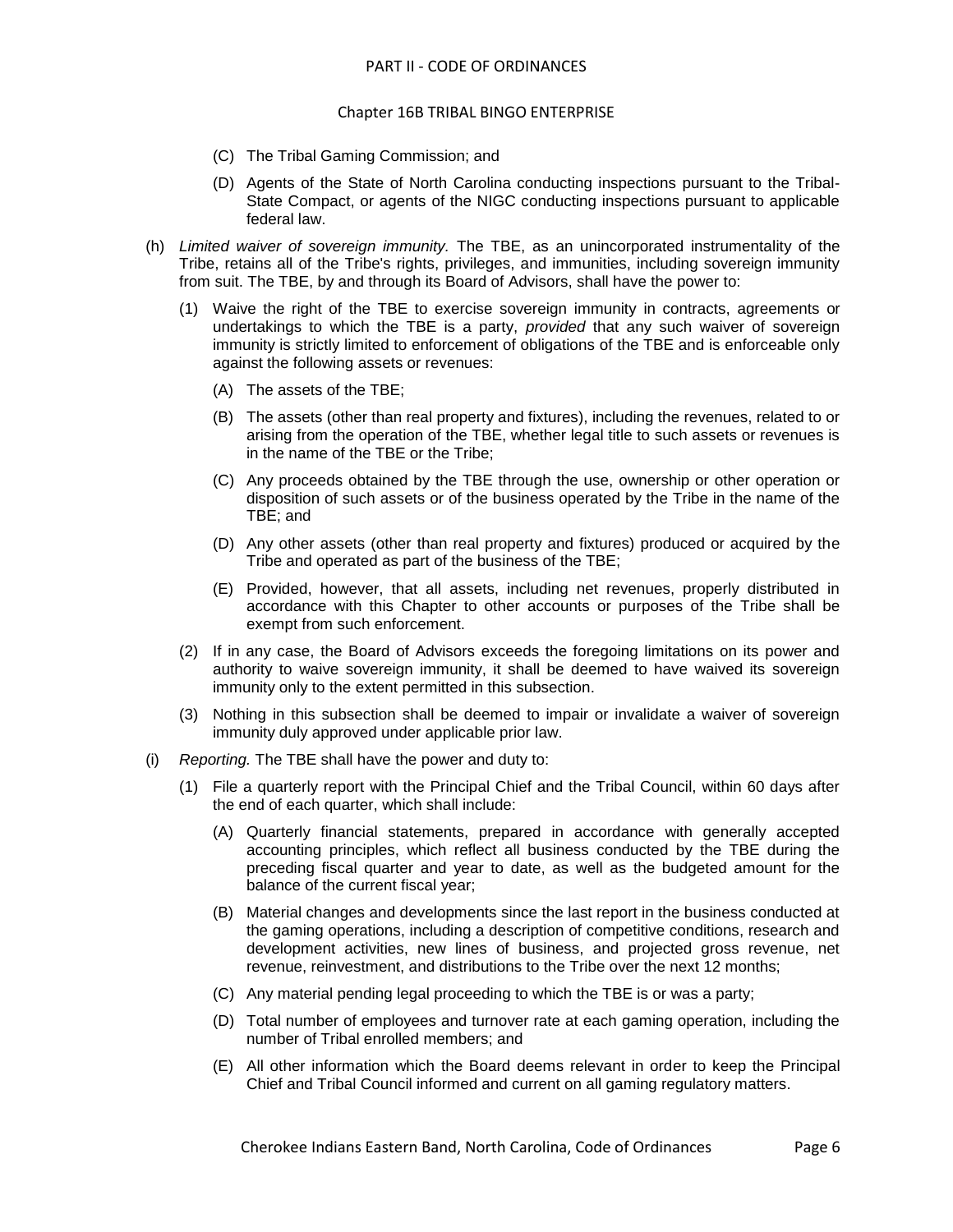(C) The Tribal Gaming Commission; and

(D) Agents of the State of North Carolina conducting inspections pursuant to the Tribal-State Compact, or agents of the NIGC conducting inspections pursuant to applicable federal law.

(h) *Limited waiver of sovereign immunity.* The TBE, as an unincorporated instrumentality of the Tribe, retains all of the Tribe's rights, privileges, and immunities, including sovereign immunity from suit. The TBE, by and through its Board of Advisors, shall have the power to:

(1) Waive the right of the TBE to exercise sovereign immunity in contracts, agreements or undertakings to which the TBE is a party, *provided* that any such waiver of sovereign immunity is strictly limited to enforcement of obligations of the TBE and is enforceable only against the following assets or revenues:

(A) The assets of the TBE;

(B) The assets (other than real property and fixtures), including the revenues, related to or arising from the operation of the TBE, whether legal title to such assets or revenues is in the name of the TBE or the Tribe;

(C) Any proceeds obtained by the TBE through the use, ownership or other operation or disposition of such assets or of the business operated by the Tribe in the name of the TBE; and

(D) Any other assets (other than real property and fixtures) produced or acquired by the Tribe and operated as part of the business of the TBE;

(E) Provided, however, that all assets, including net revenues, properly distributed in accordance with this Chapter to other accounts or purposes of the Tribe shall be exempt from such enforcement.

(2) If in any case, the Board of Advisors exceeds the foregoing limitations on its power and authority to waive sovereign immunity, it shall be deemed to have waived its sovereign immunity only to the extent permitted in this subsection.

(3) Nothing in this subsection shall be deemed to impair or invalidate a waiver of sovereign immunity duly approved under applicable prior law.

(i) *Reporting.* The TBE shall have the power and duty to:

(1) File a quarterly report with the Principal Chief and the Tribal Council, within 60 days after the end of each quarter, which shall include:

(A) Quarterly financial statements, prepared in accordance with generally accepted accounting principles, which reflect all business conducted by the TBE during the preceding fiscal quarter and year to date, as well as the budgeted amount for the balance of the current fiscal year;

(B) Material changes and developments since the last report in the business conducted at the gaming operations, including a description of competitive conditions, research and development activities, new lines of business, and projected gross revenue, net revenue, reinvestment, and distributions to the Tribe over the next 12 months;

(C) Any material pending legal proceeding to which the TBE is or was a party;

(D) Total number of employees and turnover rate at each gaming operation, including the number of Tribal enrolled members; and

(E) All other information which the Board deems relevant in order to keep the Principal Chief and Tribal Council informed and current on all gaming regulatory matters.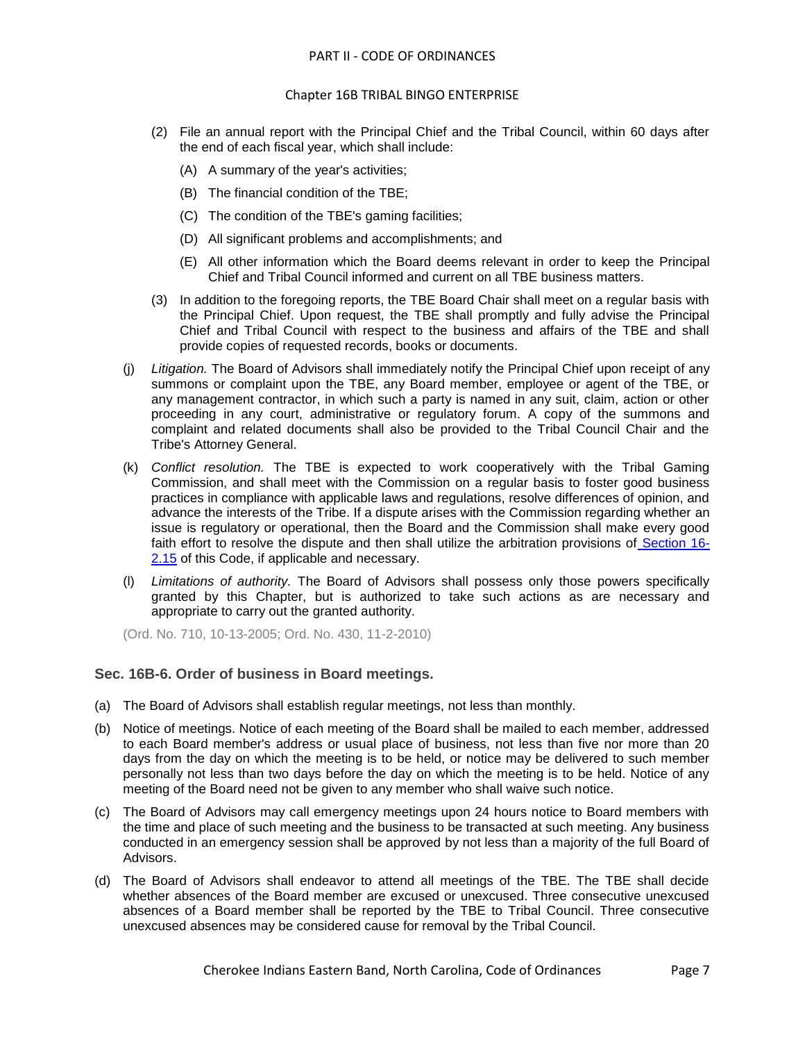(2) File an annual report with the Principal Chief and the Tribal Council, within 60 days after the end of each fiscal year, which shall include:

(A) A summary of the year's activities;

(B) The financial condition of the TBE;

(C) The condition of the TBE's gaming facilities;

(D) All significant problems and accomplishments; and

(E) All other information which the Board deems relevant in order to keep the Principal Chief and Tribal Council informed and current on all TBE business matters.

(3) In addition to the foregoing reports, the TBE Board Chair shall meet on a regular basis with the Principal Chief. Upon request, the TBE shall promptly and fully advise the Principal Chief and Tribal Council with respect to the business and affairs of the TBE and shall provide copies of requested records, books or documents.

(j) *Litigation.* The Board of Advisors shall immediately notify the Principal Chief upon receipt of any summons or complaint upon the TBE, any Board member, employee or agent of the TBE, or any management contractor, in which such a party is named in any suit, claim, action or other proceeding in any court, administrative or regulatory forum. A copy of the summons and complaint and related documents shall also be provided to the Tribal Council Chair and the Tribe's Attorney General.

(k) *Conflict resolution.* The TBE is expected to work cooperatively with the Tribal Gaming Commission, and shall meet with the Commission on a regular basis to foster good business practices in compliance with applicable laws and regulations, resolve differences of opinion, and advance the interests of the Tribe. If a dispute arises with the Commission regarding whether an issue is regulatory or operational, then the Board and the Commission shall make every good faith effort to resolve the dispute and then shall utilize the arbitration provisions of Section 16-2.15 of this Code, if applicable and necessary.

(l) *Limitations of authority.* The Board of Advisors shall possess only those powers specifically granted by this Chapter, but is authorized to take such actions as are necessary and appropriate to carry out the granted authority.

(Ord. No. 710, 10-13-2005; Ord. No. 430, 11-2-2010)

### Sec. 16B-6. Order of business in Board meetings.

(a) The Board of Advisors shall establish regular meetings, not less than monthly.

(b) Notice of meetings. Notice of each meeting of the Board shall be mailed to each member, addressed to each Board member's address or usual place of business, not less than five nor more than 20 days from the day on which the meeting is to be held, or notice may be delivered to such member personally not less than two days before the day on which the meeting is to be held. Notice of any meeting of the Board need not be given to any member who shall waive such notice.

(c) The Board of Advisors may call emergency meetings upon 24 hours notice to Board members with the time and place of such meeting and the business to be transacted at such meeting. Any business conducted in an emergency session shall be approved by not less than a majority of the full Board of Advisors.

(d) The Board of Advisors shall endeavor to attend all meetings of the TBE. The TBE shall decide whether absences of the Board member are excused or unexcused. Three consecutive unexcused absences of a Board member shall be reported by the TBE to Tribal Council. Three consecutive unexcused absences may be considered cause for removal by the Tribal Council.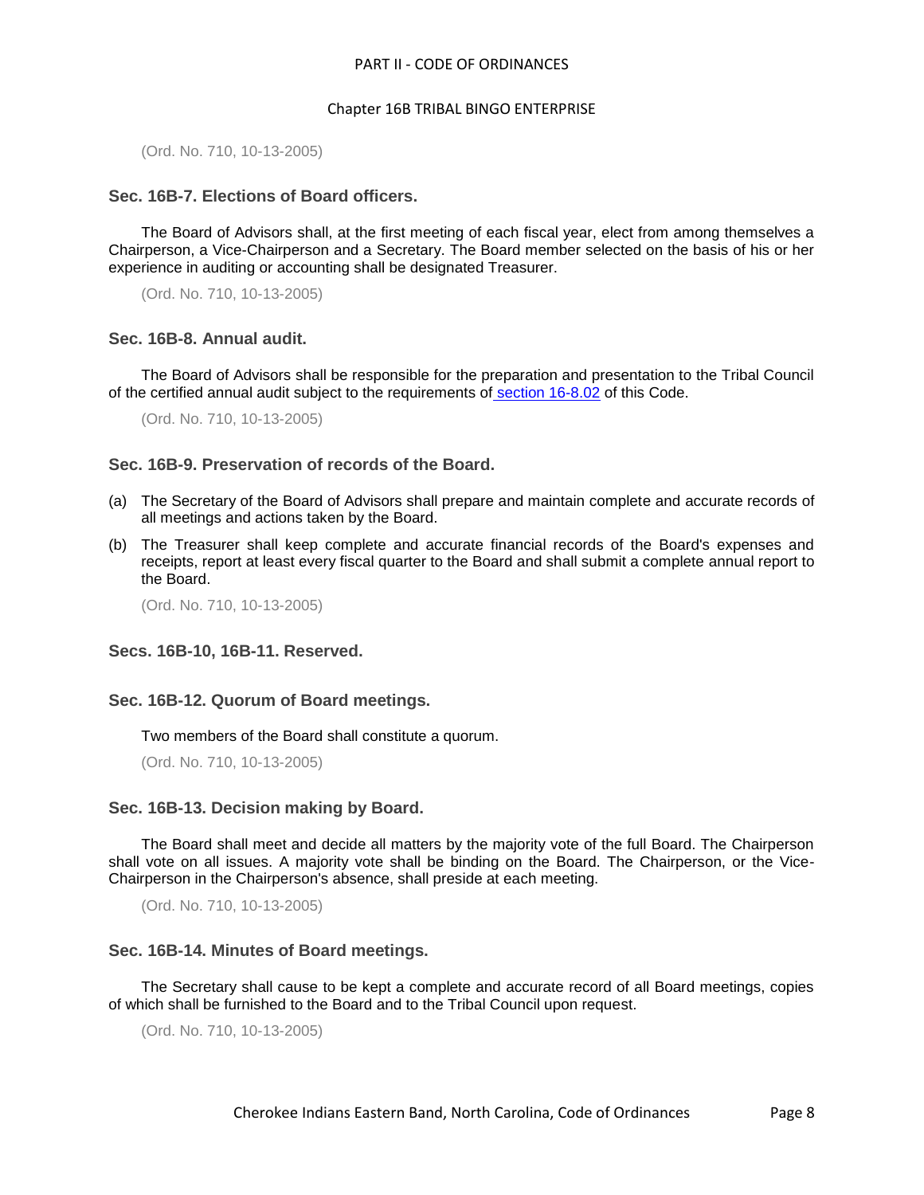(Ord. No. 710, 10-13-2005)

### Sec. 16B-7. Elections of Board officers.

The Board of Advisors shall, at the first meeting of each fiscal year, elect from among themselves a Chairperson, a Vice-Chairperson and a Secretary. The Board member selected on the basis of his or her experience in auditing or accounting shall be designated Treasurer.

(Ord. No. 710, 10-13-2005)

### Sec. 16B-8. Annual audit.

The Board of Advisors shall be responsible for the preparation and presentation to the Tribal Council of the certified annual audit subject to the requirements of section 16-8.02 of this Code.

(Ord. No. 710, 10-13-2005)

### Sec. 16B-9. Preservation of records of the Board.

(a) The Secretary of the Board of Advisors shall prepare and maintain complete and accurate records of all meetings and actions taken by the Board.

(b) The Treasurer shall keep complete and accurate financial records of the Board's expenses and receipts, report at least every fiscal quarter to the Board and shall submit a complete annual report to the Board.

(Ord. No. 710, 10-13-2005)

### Secs. 16B-10, 16B-11. Reserved.

### Sec. 16B-12. Quorum of Board meetings.

Two members of the Board shall constitute a quorum.

(Ord. No. 710, 10-13-2005)

### Sec. 16B-13. Decision making by Board.

The Board shall meet and decide all matters by the majority vote of the full Board. The Chairperson shall vote on all issues. A majority vote shall be binding on the Board. The Chairperson, or the Vice-Chairperson in the Chairperson's absence, shall preside at each meeting.

(Ord. No. 710, 10-13-2005)

### Sec. 16B-14. Minutes of Board meetings.

The Secretary shall cause to be kept a complete and accurate record of all Board meetings, copies of which shall be furnished to the Board and to the Tribal Council upon request.

(Ord. No. 710, 10-13-2005)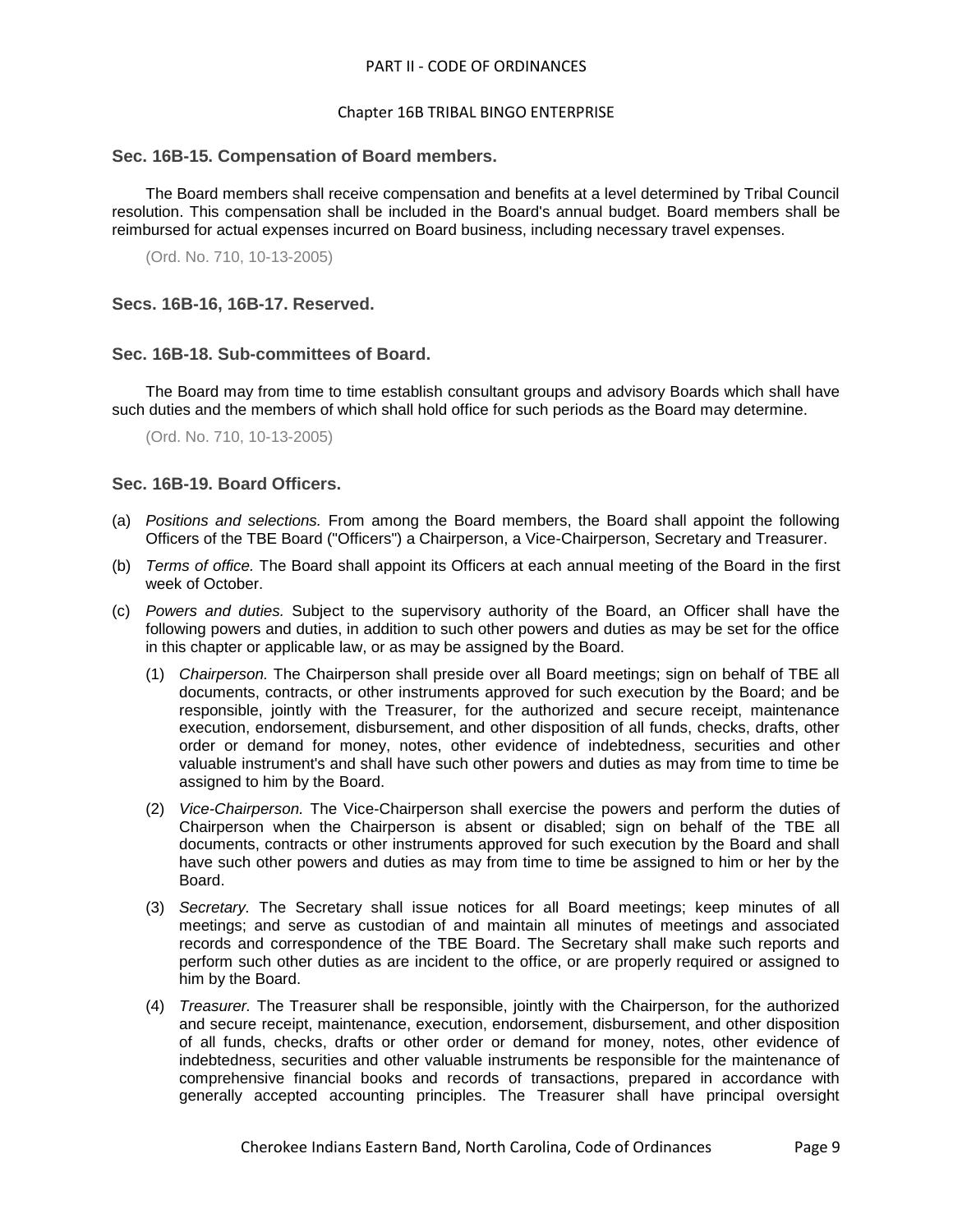### Sec. 16B-15. Compensation of Board members.

The Board members shall receive compensation and benefits at a level determined by Tribal Council resolution. This compensation shall be included in the Board's annual budget. Board members shall be reimbursed for actual expenses incurred on Board business, including necessary travel expenses.

(Ord. No. 710, 10-13-2005)

### Secs. 16B-16, 16B-17. Reserved.

### Sec. 16B-18. Sub-committees of Board.

The Board may from time to time establish consultant groups and advisory Boards which shall have such duties and the members of which shall hold office for such periods as the Board may determine.

(Ord. No. 710, 10-13-2005)

### Sec. 16B-19. Board Officers.

(a) *Positions and selections.* From among the Board members, the Board shall appoint the following Officers of the TBE Board ("Officers") a Chairperson, a Vice-Chairperson, Secretary and Treasurer.

(b) *Terms of office.* The Board shall appoint its Officers at each annual meeting of the Board in the first week of October.

(c) *Powers and duties.* Subject to the supervisory authority of the Board, an Officer shall have the following powers and duties, in addition to such other powers and duties as may be set for the office in this chapter or applicable law, or as may be assigned by the Board.

(1) *Chairperson.* The Chairperson shall preside over all Board meetings; sign on behalf of TBE all documents, contracts, or other instruments approved for such execution by the Board; and be responsible, jointly with the Treasurer, for the authorized and secure receipt, maintenance execution, endorsement, disbursement, and other disposition of all funds, checks, drafts, other order or demand for money, notes, other evidence of indebtedness, securities and other valuable instrument's and shall have such other powers and duties as may from time to time be assigned to him by the Board.

(2) *Vice-Chairperson.* The Vice-Chairperson shall exercise the powers and perform the duties of Chairperson when the Chairperson is absent or disabled; sign on behalf of the TBE all documents, contracts or other instruments approved for such execution by the Board and shall have such other powers and duties as may from time to time be assigned to him or her by the Board.

(3) *Secretary.* The Secretary shall issue notices for all Board meetings; keep minutes of all meetings; and serve as custodian of and maintain all minutes of meetings and associated records and correspondence of the TBE Board. The Secretary shall make such reports and perform such other duties as are incident to the office, or are properly required or assigned to him by the Board.

(4) *Treasurer.* The Treasurer shall be responsible, jointly with the Chairperson, for the authorized and secure receipt, maintenance, execution, endorsement, disbursement, and other disposition of all funds, checks, drafts or other order or demand for money, notes, other evidence of indebtedness, securities and other valuable instruments be responsible for the maintenance of comprehensive financial books and records of transactions, prepared in accordance with generally accepted accounting principles. The Treasurer shall have principal oversight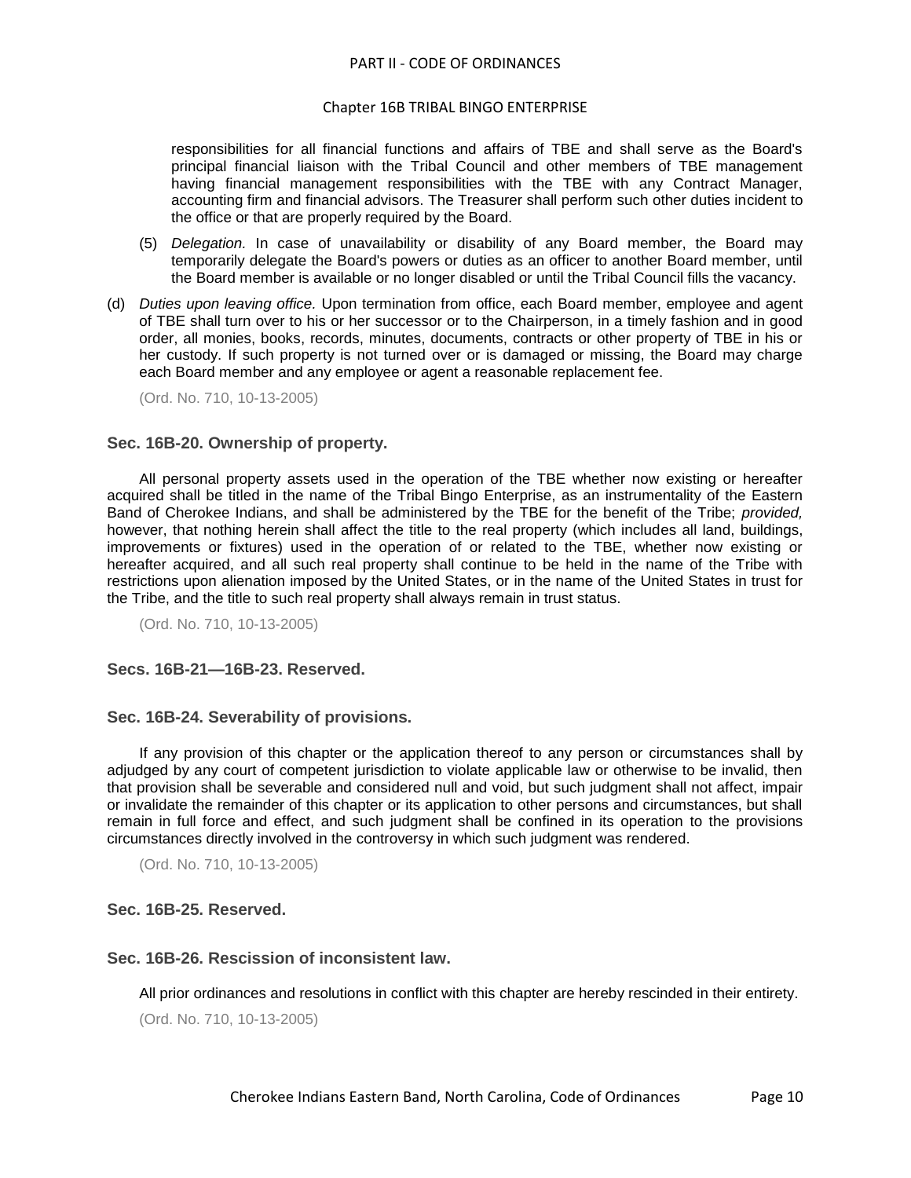responsibilities for all financial functions and affairs of TBE and shall serve as the Board's principal financial liaison with the Tribal Council and other members of TBE management having financial management responsibilities with the TBE with any Contract Manager, accounting firm and financial advisors. The Treasurer shall perform such other duties incident to the office or that are properly required by the Board.

(5) *Delegation.* In case of unavailability or disability of any Board member, the Board may temporarily delegate the Board's powers or duties as an officer to another Board member, until the Board member is available or no longer disabled or until the Tribal Council fills the vacancy.

(d) *Duties upon leaving office.* Upon termination from office, each Board member, employee and agent of TBE shall turn over to his or her successor or to the Chairperson, in a timely fashion and in good order, all monies, books, records, minutes, documents, contracts or other property of TBE in his or her custody. If such property is not turned over or is damaged or missing, the Board may charge each Board member and any employee or agent a reasonable replacement fee.

(Ord. No. 710, 10-13-2005)

### Sec. 16B-20. Ownership of property.

All personal property assets used in the operation of the TBE whether now existing or hereafter acquired shall be titled in the name of the Tribal Bingo Enterprise, as an instrumentality of the Eastern Band of Cherokee Indians, and shall be administered by the TBE for the benefit of the Tribe; *provided,* however, that nothing herein shall affect the title to the real property (which includes all land, buildings, improvements or fixtures) used in the operation of or related to the TBE, whether now existing or hereafter acquired, and all such real property shall continue to be held in the name of the Tribe with restrictions upon alienation imposed by the United States, or in the name of the United States in trust for the Tribe, and the title to such real property shall always remain in trust status.

(Ord. No. 710, 10-13-2005)

### Secs. 16B-21—16B-23. Reserved.

### Sec. 16B-24. Severability of provisions.

If any provision of this chapter or the application thereof to any person or circumstances shall by adjudged by any court of competent jurisdiction to violate applicable law or otherwise to be invalid, then that provision shall be severable and considered null and void, but such judgment shall not affect, impair or invalidate the remainder of this chapter or its application to other persons and circumstances, but shall remain in full force and effect, and such judgment shall be confined in its operation to the provisions circumstances directly involved in the controversy in which such judgment was rendered.

(Ord. No. 710, 10-13-2005)

### Sec. 16B-25. Reserved.

### Sec. 16B-26. Rescission of inconsistent law.

All prior ordinances and resolutions in conflict with this chapter are hereby rescinded in their entirety.

(Ord. No. 710, 10-13-2005)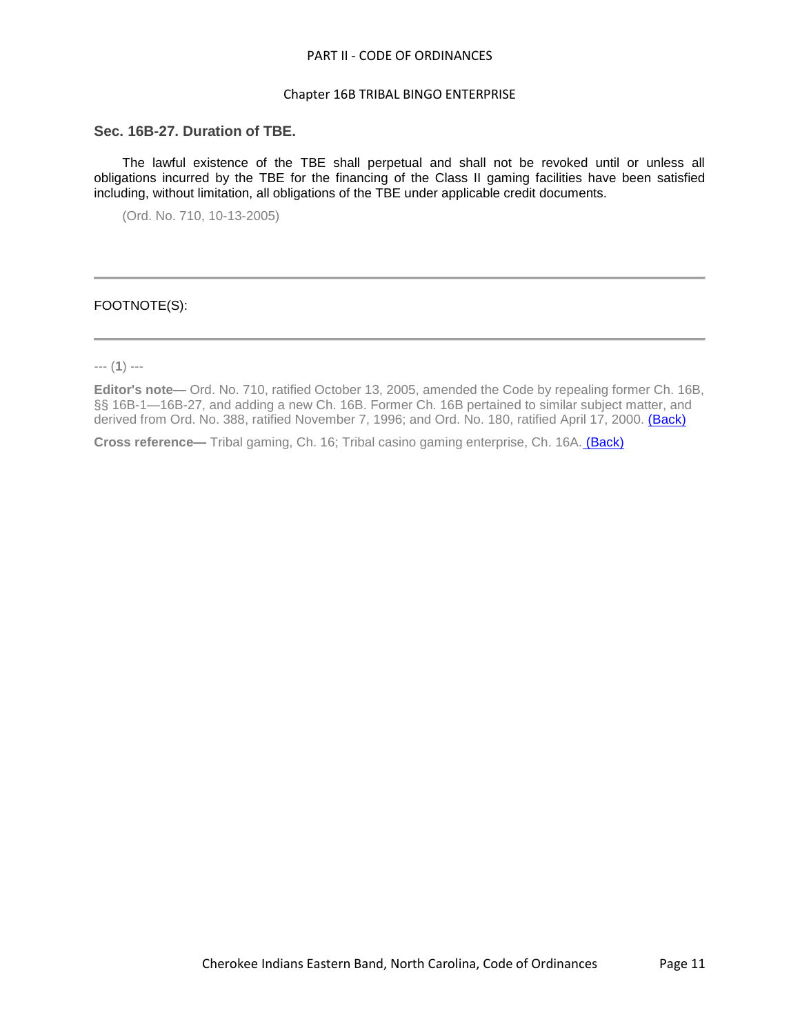### Sec. 16B-27. Duration of TBE.

The lawful existence of the TBE shall perpetual and shall not be revoked until or unless all obligations incurred by the TBE for the financing of the Class II gaming facilities have been satisfied including, without limitation, all obligations of the TBE under applicable credit documents.

(Ord. No. 710, 10-13-2005)

---

FOOTNOTE(S):

---

--- (**1**) ---

**Editor's note—** Ord. No. 710, ratified October 13, 2005, amended the Code by repealing former Ch. 16B, §§ 16B-1—16B-27, and adding a new Ch. 16B. Former Ch. 16B pertained to similar subject matter, and derived from Ord. No. 388, ratified November 7, 1996; and Ord. No. 180, ratified April 17, 2000. (Back)

**Cross reference—** Tribal gaming, Ch. 16; Tribal casino gaming enterprise, Ch. 16A. (Back)